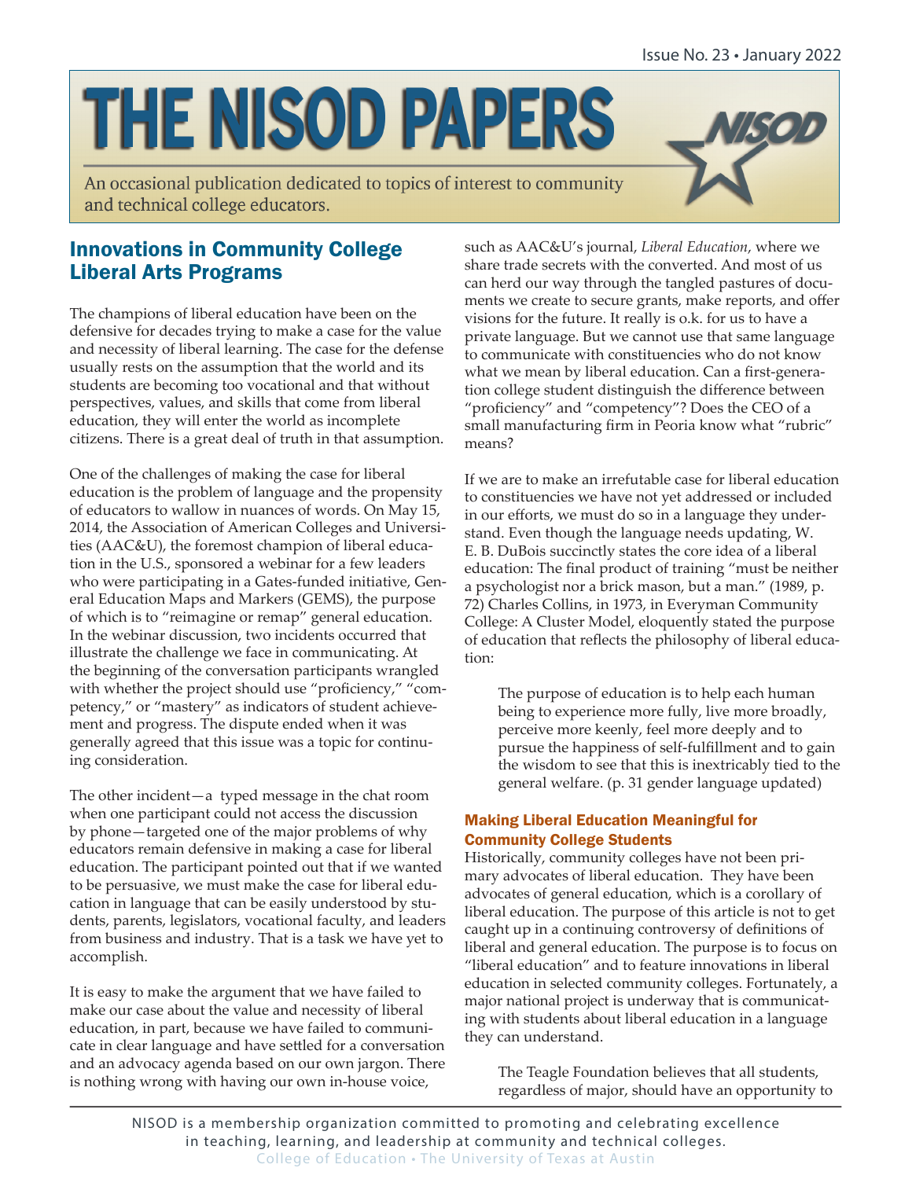# THE NISOD PAPERS

An occasional publication dedicated to topics of interest to community and technical college educators.

## Innovations in Community College Liberal Arts Programs

The champions of liberal education have been on the defensive for decades trying to make a case for the value and necessity of liberal learning. The case for the defense usually rests on the assumption that the world and its students are becoming too vocational and that without perspectives, values, and skills that come from liberal education, they will enter the world as incomplete citizens. There is a great deal of truth in that assumption.

One of the challenges of making the case for liberal education is the problem of language and the propensity of educators to wallow in nuances of words. On May 15, 2014, the Association of American Colleges and Universities (AAC&U), the foremost champion of liberal education in the U.S., sponsored a webinar for a few leaders who were participating in a Gates-funded initiative, General Education Maps and Markers (GEMS), the purpose of which is to "reimagine or remap" general education. In the webinar discussion, two incidents occurred that illustrate the challenge we face in communicating. At the beginning of the conversation participants wrangled with whether the project should use "proficiency," "competency," or "mastery" as indicators of student achievement and progress. The dispute ended when it was generally agreed that this issue was a topic for continuing consideration.

The other incident—a typed message in the chat room when one participant could not access the discussion by phone—targeted one of the major problems of why educators remain defensive in making a case for liberal education. The participant pointed out that if we wanted to be persuasive, we must make the case for liberal education in language that can be easily understood by students, parents, legislators, vocational faculty, and leaders from business and industry. That is a task we have yet to accomplish.

It is easy to make the argument that we have failed to make our case about the value and necessity of liberal education, in part, because we have failed to communicate in clear language and have settled for a conversation and an advocacy agenda based on our own jargon. There is nothing wrong with having our own in-house voice, such as AAC&U's journal, *Liberal Education*, where we share trade secrets with the converted. And most of us can herd our way through the tangled pastures of documents we create to secure grants, make reports, and offer visions for the future. It really is o.k. for us to have a private language. But we cannot use that same language to communicate with constituencies who do not know what we mean by liberal education. Can a first-generation college student distinguish the difference between "proficiency" and "competency"? Does the CEO of a small manufacturing firm in Peoria know what "rubric" means?

If we are to make an irrefutable case for liberal education to constituencies we have not yet addressed or included in our efforts, we must do so in a language they understand. Even though the language needs updating, W. E. B. DuBois succinctly states the core idea of a liberal education: The final product of training "must be neither a psychologist nor a brick mason, but a man." (1989, p. 72) Charles Collins, in 1973, in Everyman Community College: A Cluster Model, eloquently stated the purpose of education that reflects the philosophy of liberal education:

> The purpose of education is to help each human being to experience more fully, live more broadly, perceive more keenly, feel more deeply and to pursue the happiness of self-fulfillment and to gain the wisdom to see that this is inextricably tied to the general welfare. (p. 31 gender language updated)

### Making Liberal Education Meaningful for Community College Students

Historically, community colleges have not been primary advocates of liberal education. They have been advocates of general education, which is a corollary of liberal education. The purpose of this article is not to get caught up in a continuing controversy of definitions of liberal and general education. The purpose is to focus on "liberal education" and to feature innovations in liberal education in selected community colleges. Fortunately, a major national project is underway that is communicating with students about liberal education in a language they can understand.

> The Teagle Foundation believes that all students, regardless of major, should have an opportunity to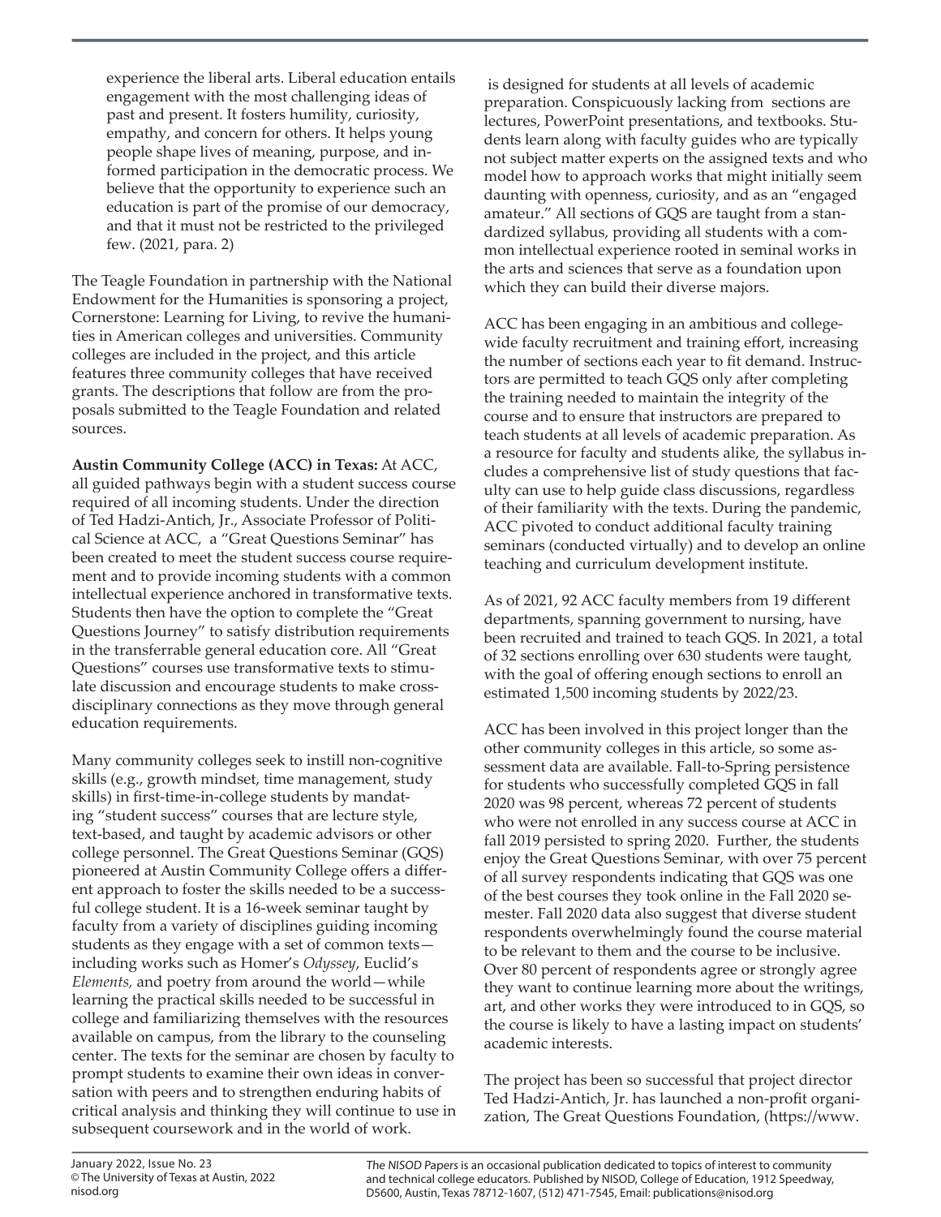experience the liberal arts. Liberal education entails engagement with the most challenging ideas of past and present. It fosters humility, curiosity, empathy, and concern for others. It helps young people shape lives of meaning, purpose, and informed participation in the democratic process. We believe that the opportunity to experience such an education is part of the promise of our democracy, and that it must not be restricted to the privileged few. (2021, para. 2)

The Teagle Foundation in partnership with the National Endowment for the Humanities is sponsoring a project, Cornerstone: Learning for Living, to revive the humanities in American colleges and universities. Community colleges are included in the project, and this article features three community colleges that have received grants. The descriptions that follow are from the proposals submitted to the Teagle Foundation and related sources.

**Austin Community College (ACC) in Texas:** At ACC, all guided pathways begin with a student success course required of all incoming students. Under the direction of Ted Hadzi-Antich, Jr., Associate Professor of Political Science at ACC, a "Great Questions Seminar" has been created to meet the student success course requirement and to provide incoming students with a common intellectual experience anchored in transformative texts. Students then have the option to complete the "Great Questions Journey" to satisfy distribution requirements in the transferrable general education core. All "Great Questions" courses use transformative texts to stimulate discussion and encourage students to make cross-disciplinary connections as they move through general education requirements.

Many community colleges seek to instill non-cognitive skills (e.g., growth mindset, time management, study skills) in first-time-in-college students by mandating "student success" courses that are lecture style, text-based, and taught by academic advisors or other college personnel. The Great Questions Seminar (GQS) pioneered at Austin Community College offers a different approach to foster the skills needed to be a successful college student. It is a 16-week seminar taught by faculty from a variety of disciplines guiding incoming students as they engage with a set of common texts—including works such as Homer's *Odyssey*, Euclid's *Elements,* and poetry from around the world—while learning the practical skills needed to be successful in college and familiarizing themselves with the resources available on campus, from the library to the counseling center. The texts for the seminar are chosen by faculty to prompt students to examine their own ideas in conversation with peers and to strengthen enduring habits of critical analysis and thinking they will continue to use in subsequent coursework and in the world of work.

is designed for students at all levels of academic preparation. Conspicuously lacking from sections are lectures, PowerPoint presentations, and textbooks. Students learn along with faculty guides who are typically not subject matter experts on the assigned texts and who model how to approach works that might initially seem daunting with openness, curiosity, and as an "engaged amateur." All sections of GQS are taught from a standardized syllabus, providing all students with a common intellectual experience rooted in seminal works in the arts and sciences that serve as a foundation upon which they can build their diverse majors.

ACC has been engaging in an ambitious and college-wide faculty recruitment and training effort, increasing the number of sections each year to fit demand. Instructors are permitted to teach GQS only after completing the training needed to maintain the integrity of the course and to ensure that instructors are prepared to teach students at all levels of academic preparation. As a resource for faculty and students alike, the syllabus includes a comprehensive list of study questions that faculty can use to help guide class discussions, regardless of their familiarity with the texts. During the pandemic, ACC pivoted to conduct additional faculty training seminars (conducted virtually) and to develop an online teaching and curriculum development institute.

As of 2021, 92 ACC faculty members from 19 different departments, spanning government to nursing, have been recruited and trained to teach GQS. In 2021, a total of 32 sections enrolling over 630 students were taught, with the goal of offering enough sections to enroll an estimated 1,500 incoming students by 2022/23.

ACC has been involved in this project longer than the other community colleges in this article, so some assessment data are available. Fall-to-Spring persistence for students who successfully completed GQS in fall 2020 was 98 percent, whereas 72 percent of students who were not enrolled in any success course at ACC in fall 2019 persisted to spring 2020. Further, the students enjoy the Great Questions Seminar, with over 75 percent of all survey respondents indicating that GQS was one of the best courses they took online in the Fall 2020 semester. Fall 2020 data also suggest that diverse student respondents overwhelmingly found the course material to be relevant to them and the course to be inclusive. Over 80 percent of respondents agree or strongly agree they want to continue learning more about the writings, art, and other works they were introduced to in GQS, so the course is likely to have a lasting impact on students' academic interests.

The project has been so successful that project director Ted Hadzi-Antich, Jr. has launched a non-profit organization, The Great Questions Foundation, (https://www.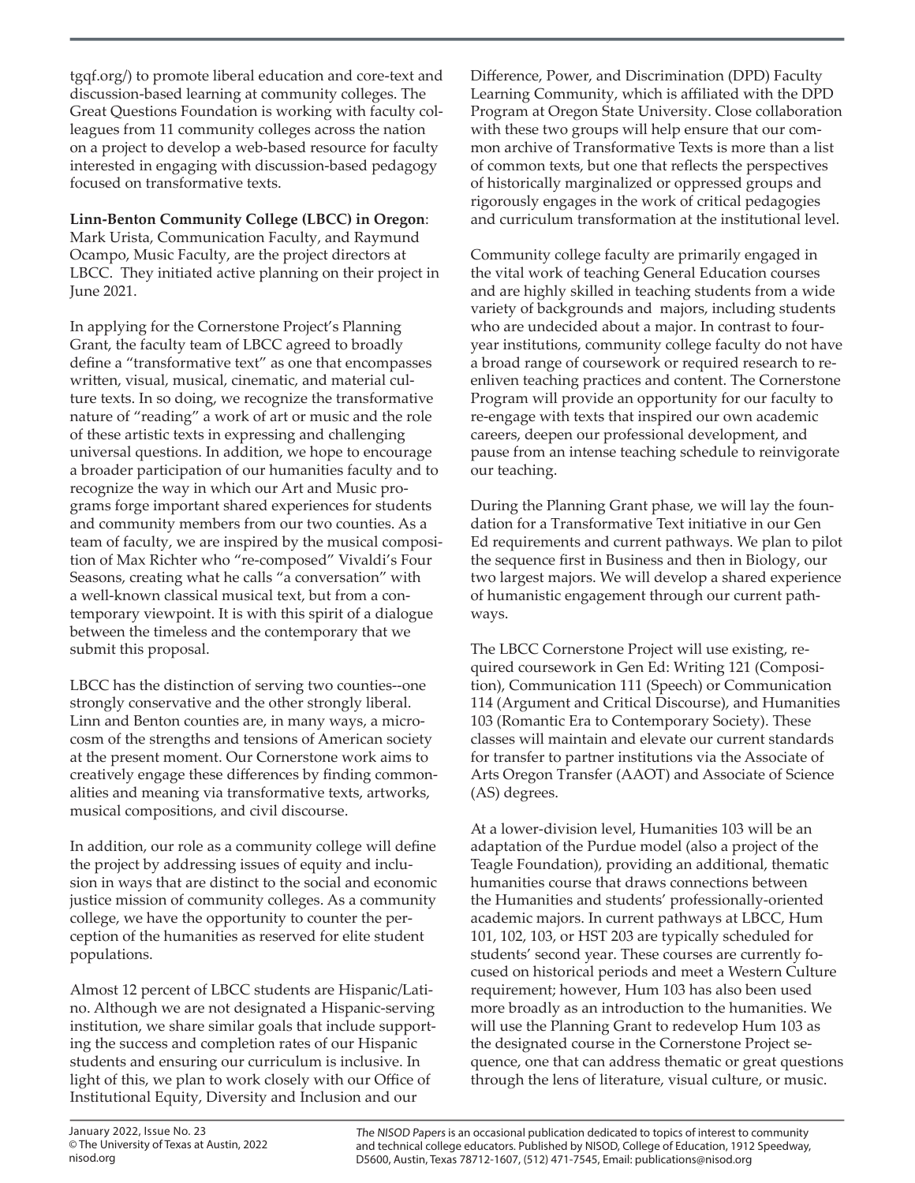tgqf.org/) to promote liberal education and core-text and discussion-based learning at community colleges. The Great Questions Foundation is working with faculty colleagues from 11 community colleges across the nation on a project to develop a web-based resource for faculty interested in engaging with discussion-based pedagogy focused on transformative texts.

**Linn-Benton Community College (LBCC) in Oregon**: Mark Urista, Communication Faculty, and Raymund Ocampo, Music Faculty, are the project directors at LBCC. They initiated active planning on their project in June 2021.

In applying for the Cornerstone Project's Planning Grant, the faculty team of LBCC agreed to broadly define a "transformative text" as one that encompasses written, visual, musical, cinematic, and material culture texts. In so doing, we recognize the transformative nature of "reading" a work of art or music and the role of these artistic texts in expressing and challenging universal questions. In addition, we hope to encourage a broader participation of our humanities faculty and to recognize the way in which our Art and Music programs forge important shared experiences for students and community members from our two counties. As a team of faculty, we are inspired by the musical composition of Max Richter who "re-composed" Vivaldi's Four Seasons, creating what he calls "a conversation" with a well-known classical musical text, but from a contemporary viewpoint. It is with this spirit of a dialogue between the timeless and the contemporary that we submit this proposal.

LBCC has the distinction of serving two counties--one strongly conservative and the other strongly liberal. Linn and Benton counties are, in many ways, a microcosm of the strengths and tensions of American society at the present moment. Our Cornerstone work aims to creatively engage these differences by finding commonalities and meaning via transformative texts, artworks, musical compositions, and civil discourse.

In addition, our role as a community college will define the project by addressing issues of equity and inclusion in ways that are distinct to the social and economic justice mission of community colleges. As a community college, we have the opportunity to counter the perception of the humanities as reserved for elite student populations.

Almost 12 percent of LBCC students are Hispanic/Latino. Although we are not designated a Hispanic-serving institution, we share similar goals that include supporting the success and completion rates of our Hispanic students and ensuring our curriculum is inclusive. In light of this, we plan to work closely with our Office of Institutional Equity, Diversity and Inclusion and our Difference, Power, and Discrimination (DPD) Faculty Learning Community, which is affiliated with the DPD Program at Oregon State University. Close collaboration with these two groups will help ensure that our common archive of Transformative Texts is more than a list of common texts, but one that reflects the perspectives of historically marginalized or oppressed groups and rigorously engages in the work of critical pedagogies and curriculum transformation at the institutional level.

Community college faculty are primarily engaged in the vital work of teaching General Education courses and are highly skilled in teaching students from a wide variety of backgrounds and majors, including students who are undecided about a major. In contrast to four-year institutions, community college faculty do not have a broad range of coursework or required research to re-enliven teaching practices and content. The Cornerstone Program will provide an opportunity for our faculty to re-engage with texts that inspired our own academic careers, deepen our professional development, and pause from an intense teaching schedule to reinvigorate our teaching.

During the Planning Grant phase, we will lay the foundation for a Transformative Text initiative in our Gen Ed requirements and current pathways. We plan to pilot the sequence first in Business and then in Biology, our two largest majors. We will develop a shared experience of humanistic engagement through our current pathways.

The LBCC Cornerstone Project will use existing, required coursework in Gen Ed: Writing 121 (Composition), Communication 111 (Speech) or Communication 114 (Argument and Critical Discourse), and Humanities 103 (Romantic Era to Contemporary Society). These classes will maintain and elevate our current standards for transfer to partner institutions via the Associate of Arts Oregon Transfer (AAOT) and Associate of Science (AS) degrees.

At a lower-division level, Humanities 103 will be an adaptation of the Purdue model (also a project of the Teagle Foundation), providing an additional, thematic humanities course that draws connections between the Humanities and students' professionally-oriented academic majors. In current pathways at LBCC, Hum 101, 102, 103, or HST 203 are typically scheduled for students' second year. These courses are currently focused on historical periods and meet a Western Culture requirement; however, Hum 103 has also been used more broadly as an introduction to the humanities. We will use the Planning Grant to redevelop Hum 103 as the designated course in the Cornerstone Project sequence, one that can address thematic or great questions through the lens of literature, visual culture, or music.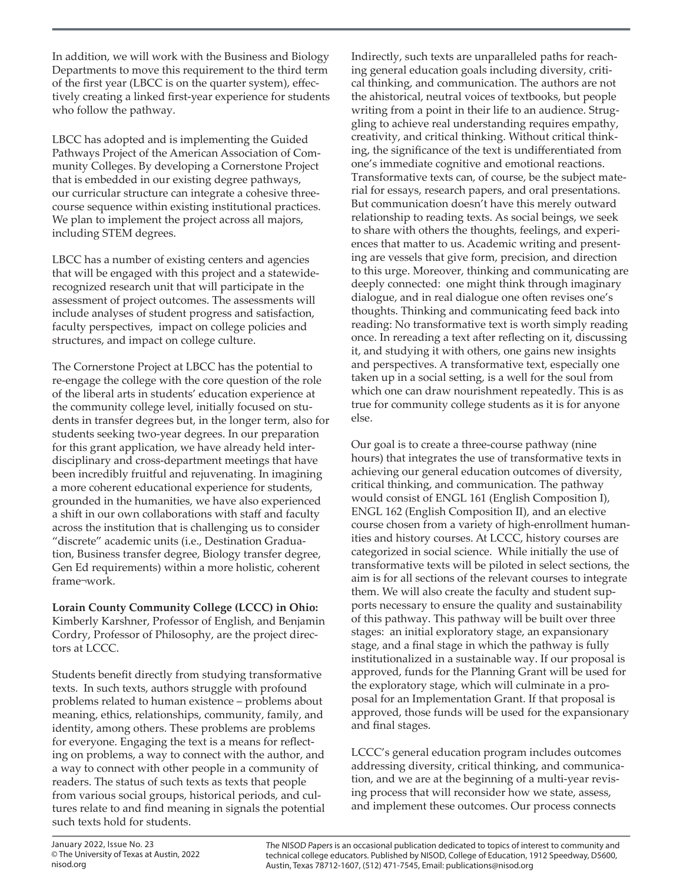In addition, we will work with the Business and Biology Departments to move this requirement to the third term of the first year (LBCC is on the quarter system), effectively creating a linked first-year experience for students who follow the pathway.

LBCC has adopted and is implementing the Guided Pathways Project of the American Association of Community Colleges. By developing a Cornerstone Project that is embedded in our existing degree pathways, our curricular structure can integrate a cohesive three-course sequence within existing institutional practices. We plan to implement the project across all majors, including STEM degrees.

LBCC has a number of existing centers and agencies that will be engaged with this project and a statewide-recognized research unit that will participate in the assessment of project outcomes. The assessments will include analyses of student progress and satisfaction, faculty perspectives, impact on college policies and structures, and impact on college culture.

The Cornerstone Project at LBCC has the potential to re-engage the college with the core question of the role of the liberal arts in students' education experience at the community college level, initially focused on students in transfer degrees but, in the longer term, also for students seeking two-year degrees. In our preparation for this grant application, we have already held interdisciplinary and cross-department meetings that have been incredibly fruitful and rejuvenating. In imagining a more coherent educational experience for students, grounded in the humanities, we have also experienced a shift in our own collaborations with staff and faculty across the institution that is challenging us to consider "discrete" academic units (i.e., Destination Graduation, Business transfer degree, Biology transfer degree, Gen Ed requirements) within a more holistic, coherent frame¬work.

**Lorain County Community College (LCCC) in Ohio:** Kimberly Karshner, Professor of English, and Benjamin Cordry, Professor of Philosophy, are the project directors at LCCC.

Students benefit directly from studying transformative texts. In such texts, authors struggle with profound problems related to human existence – problems about meaning, ethics, relationships, community, family, and identity, among others. These problems are problems for everyone. Engaging the text is a means for reflecting on problems, a way to connect with the author, and a way to connect with other people in a community of readers. The status of such texts as texts that people from various social groups, historical periods, and cultures relate to and find meaning in signals the potential such texts hold for students.

Indirectly, such texts are unparalleled paths for reaching general education goals including diversity, critical thinking, and communication. The authors are not the ahistorical, neutral voices of textbooks, but people writing from a point in their life to an audience. Struggling to achieve real understanding requires empathy, creativity, and critical thinking. Without critical thinking, the significance of the text is undifferentiated from one's immediate cognitive and emotional reactions. Transformative texts can, of course, be the subject material for essays, research papers, and oral presentations. But communication doesn't have this merely outward relationship to reading texts. As social beings, we seek to share with others the thoughts, feelings, and experiences that matter to us. Academic writing and presenting are vessels that give form, precision, and direction to this urge. Moreover, thinking and communicating are deeply connected: one might think through imaginary dialogue, and in real dialogue one often revises one's thoughts. Thinking and communicating feed back into reading: No transformative text is worth simply reading once. In rereading a text after reflecting on it, discussing it, and studying it with others, one gains new insights and perspectives. A transformative text, especially one taken up in a social setting, is a well for the soul from which one can draw nourishment repeatedly. This is as true for community college students as it is for anyone else.

Our goal is to create a three-course pathway (nine hours) that integrates the use of transformative texts in achieving our general education outcomes of diversity, critical thinking, and communication. The pathway would consist of ENGL 161 (English Composition I), ENGL 162 (English Composition II), and an elective course chosen from a variety of high-enrollment humanities and history courses. At LCCC, history courses are categorized in social science. While initially the use of transformative texts will be piloted in select sections, the aim is for all sections of the relevant courses to integrate them. We will also create the faculty and student supports necessary to ensure the quality and sustainability of this pathway. This pathway will be built over three stages: an initial exploratory stage, an expansionary stage, and a final stage in which the pathway is fully institutionalized in a sustainable way. If our proposal is approved, funds for the Planning Grant will be used for the exploratory stage, which will culminate in a proposal for an Implementation Grant. If that proposal is approved, those funds will be used for the expansionary and final stages.

LCCC's general education program includes outcomes addressing diversity, critical thinking, and communication, and we are at the beginning of a multi-year revising process that will reconsider how we state, assess, and implement these outcomes. Our process connects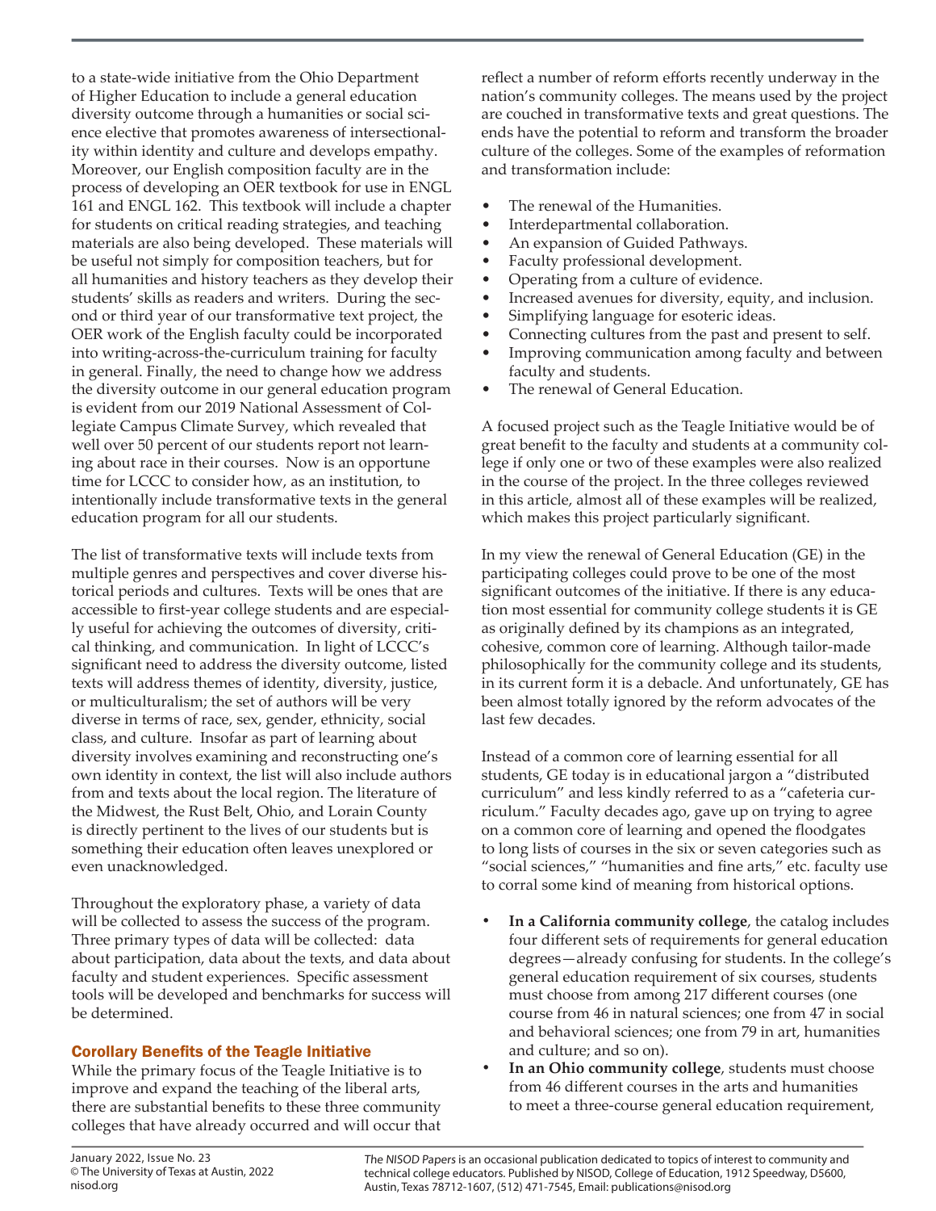to a state-wide initiative from the Ohio Department of Higher Education to include a general education diversity outcome through a humanities or social science elective that promotes awareness of intersectionality within identity and culture and develops empathy. Moreover, our English composition faculty are in the process of developing an OER textbook for use in ENGL 161 and ENGL 162. This textbook will include a chapter for students on critical reading strategies, and teaching materials are also being developed. These materials will be useful not simply for composition teachers, but for all humanities and history teachers as they develop their students' skills as readers and writers. During the second or third year of our transformative text project, the OER work of the English faculty could be incorporated into writing-across-the-curriculum training for faculty in general. Finally, the need to change how we address the diversity outcome in our general education program is evident from our 2019 National Assessment of Collegiate Campus Climate Survey, which revealed that well over 50 percent of our students report not learning about race in their courses. Now is an opportune time for LCCC to consider how, as an institution, to intentionally include transformative texts in the general education program for all our students.

The list of transformative texts will include texts from multiple genres and perspectives and cover diverse historical periods and cultures. Texts will be ones that are accessible to first-year college students and are especially useful for achieving the outcomes of diversity, critical thinking, and communication. In light of LCCC's significant need to address the diversity outcome, listed texts will address themes of identity, diversity, justice, or multiculturalism; the set of authors will be very diverse in terms of race, sex, gender, ethnicity, social class, and culture. Insofar as part of learning about diversity involves examining and reconstructing one's own identity in context, the list will also include authors from and texts about the local region. The literature of the Midwest, the Rust Belt, Ohio, and Lorain County is directly pertinent to the lives of our students but is something their education often leaves unexplored or even unacknowledged.

Throughout the exploratory phase, a variety of data will be collected to assess the success of the program. Three primary types of data will be collected: data about participation, data about the texts, and data about faculty and student experiences. Specific assessment tools will be developed and benchmarks for success will be determined.

## Corollary Benefits of the Teagle Initiative

While the primary focus of the Teagle Initiative is to improve and expand the teaching of the liberal arts, there are substantial benefits to these three community colleges that have already occurred and will occur that reflect a number of reform efforts recently underway in the nation's community colleges. The means used by the project are couched in transformative texts and great questions. The ends have the potential to reform and transform the broader culture of the colleges. Some of the examples of reformation and transformation include:

- The renewal of the Humanities.
- Interdepartmental collaboration.
- An expansion of Guided Pathways.
- Faculty professional development.
- Operating from a culture of evidence.
- Increased avenues for diversity, equity, and inclusion.
- Simplifying language for esoteric ideas.
- Connecting cultures from the past and present to self.
- Improving communication among faculty and between faculty and students.
- The renewal of General Education.

A focused project such as the Teagle Initiative would be of great benefit to the faculty and students at a community college if only one or two of these examples were also realized in the course of the project. In the three colleges reviewed in this article, almost all of these examples will be realized, which makes this project particularly significant.

In my view the renewal of General Education (GE) in the participating colleges could prove to be one of the most significant outcomes of the initiative. If there is any education most essential for community college students it is GE as originally defined by its champions as an integrated, cohesive, common core of learning. Although tailor-made philosophically for the community college and its students, in its current form it is a debacle. And unfortunately, GE has been almost totally ignored by the reform advocates of the last few decades.

Instead of a common core of learning essential for all students, GE today is in educational jargon a "distributed curriculum" and less kindly referred to as a "cafeteria curriculum." Faculty decades ago, gave up on trying to agree on a common core of learning and opened the floodgates to long lists of courses in the six or seven categories such as "social sciences," "humanities and fine arts," etc. faculty use to corral some kind of meaning from historical options.

- **In a California community college**, the catalog includes four different sets of requirements for general education degrees—already confusing for students. In the college's general education requirement of six courses, students must choose from among 217 different courses (one course from 46 in natural sciences; one from 47 in social and behavioral sciences; one from 79 in art, humanities and culture; and so on).
- **In an Ohio community college**, students must choose from 46 different courses in the arts and humanities to meet a three-course general education requirement,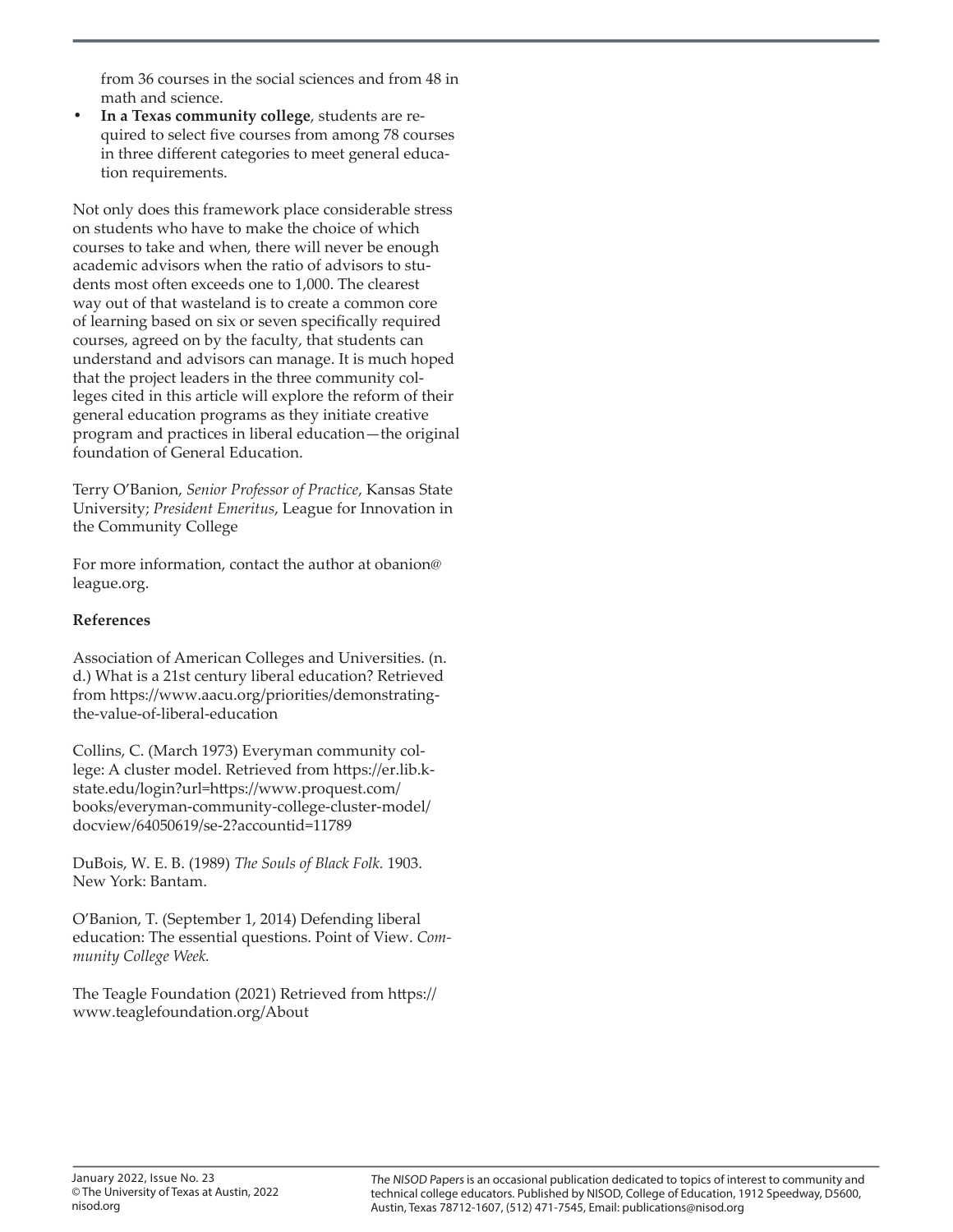from 36 courses in the social sciences and from 48 in math and science.

- **In a Texas community college**, students are required to select five courses from among 78 courses in three different categories to meet general education requirements.

Not only does this framework place considerable stress on students who have to make the choice of which courses to take and when, there will never be enough academic advisors when the ratio of advisors to students most often exceeds one to 1,000. The clearest way out of that wasteland is to create a common core of learning based on six or seven specifically required courses, agreed on by the faculty, that students can understand and advisors can manage. It is much hoped that the project leaders in the three community colleges cited in this article will explore the reform of their general education programs as they initiate creative program and practices in liberal education—the original foundation of General Education.

Terry O'Banion, *Senior Professor of Practice*, Kansas State University; *President Emeritus*, League for Innovation in the Community College

For more information, contact the author at obanion@league.org.

**References**

Association of American Colleges and Universities. (n. d.) What is a 21st century liberal education? Retrieved from https://www.aacu.org/priorities/demonstrating-the-value-of-liberal-education

Collins, C. (March 1973) Everyman community college: A cluster model. Retrieved from https://er.lib.k-state.edu/login?url=https://www.proquest.com/books/everyman-community-college-cluster-model/docview/64050619/se-2?accountid=11789

DuBois, W. E. B. (1989) *The Souls of Black Folk.* 1903. New York: Bantam.

O'Banion, T. (September 1, 2014) Defending liberal education: The essential questions. Point of View. *Community College Week.*

The Teagle Foundation (2021) Retrieved from https://www.teaglefoundation.org/About